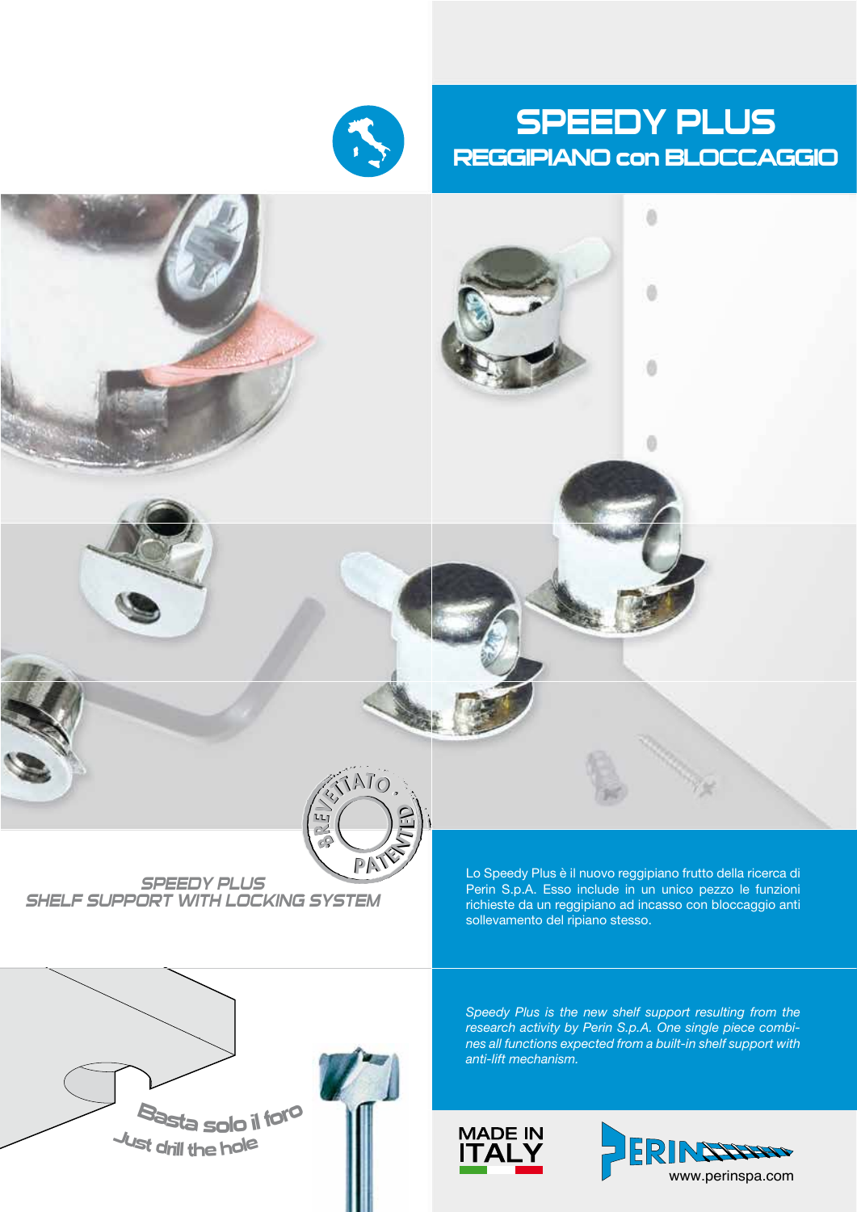# SPEEDY PLUS

## REGGIPIANO con BLOCCAGGIO

BREVETTATO · PATENTED

*SPEEDY PLUS*
*SHELF SUPPORT WITH LOCKING SYSTEM*

Lo Speedy Plus è il nuovo reggipiano frutto della ricerca di Perin S.p.A. Esso include in un unico pezzo le funzioni richieste da un reggipiano ad incasso con bloccaggio anti sollevamento del ripiano stesso.

*Speedy Plus is the new shelf support resulting from the research activity by Perin S.p.A. One single piece combines all functions expected from a built-in shelf support with anti-lift mechanism.*

Basta solo il foro
Just drill the hole

MADE IN ITALY

PERIN

www.perinspa.com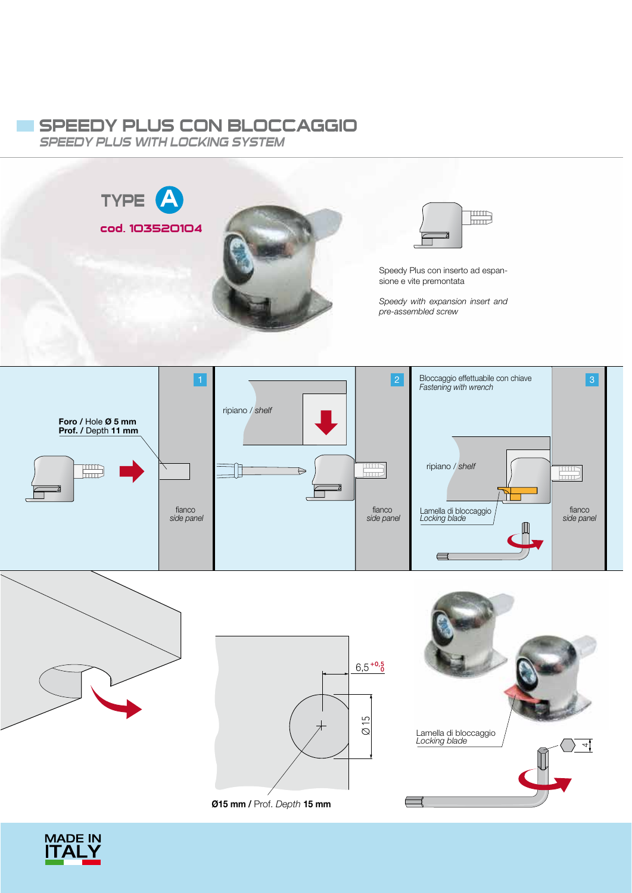## SPEEDY PLUS CON BLOCCAGGIO

*SPEEDY PLUS WITH LOCKING SYSTEM*

TYPE A

cod. 103520104

Speedy Plus con inserto ad espansione e vite premontata

*Speedy with expansion insert and pre-assembled screw*

1

**Foro** / Hole **Ø 5 mm**
**Prof.** / Depth **11 mm**

fianco
*side panel*

2

ripiano / *shelf*

fianco
*side panel*

3

Bloccaggio effettuabile con chiave
*Fastening with wrench*

ripiano / *shelf*

Lamella di bloccaggio
*Locking blade*

fianco
*side panel*

6,5 $^{+0,5}_{0}$

Ø 15

**Ø15 mm** / Prof. *Depth* **15 mm**

Lamella di bloccaggio
*Locking blade*

4

MADE IN ITALY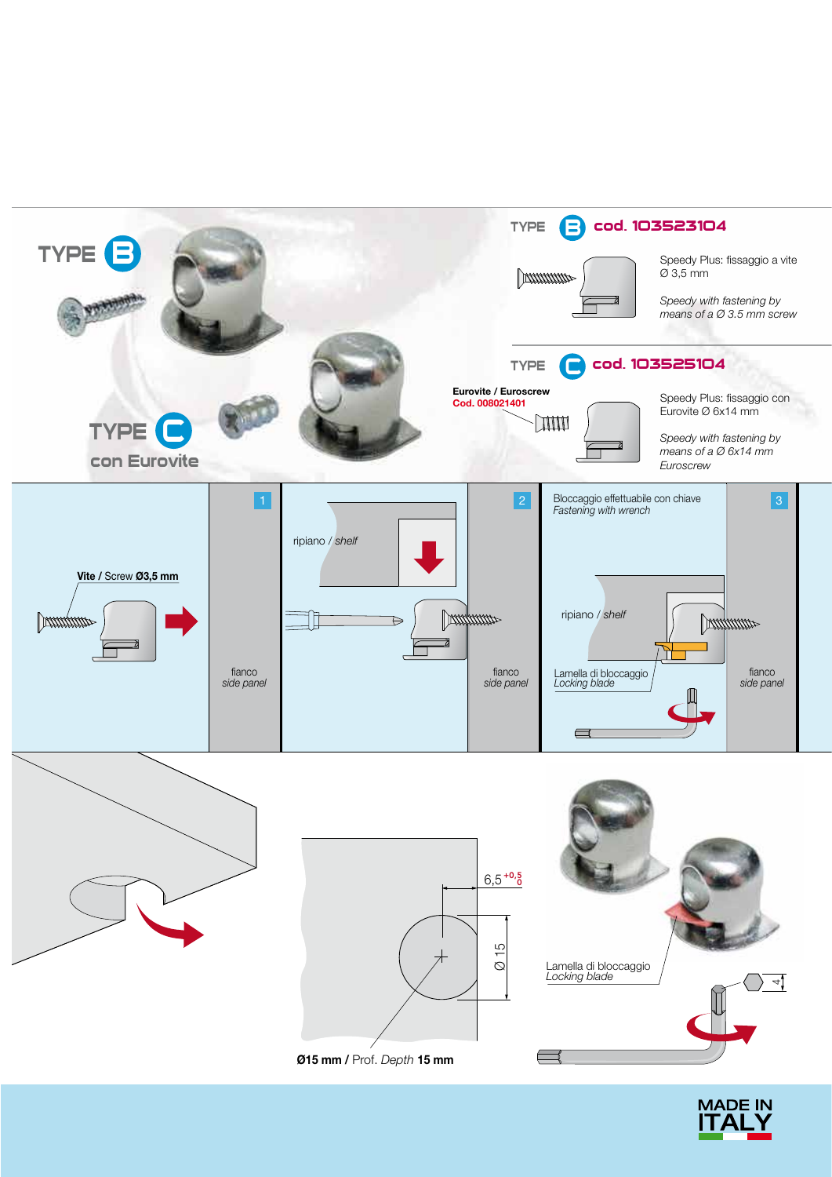## TYPE B

## TYPE C
### con Eurovite

### TYPE B cod. 103523104

Speedy Plus: fissaggio a vite Ø 3,5 mm

*Speedy with fastening by means of a Ø 3.5 mm screw*

### TYPE C cod. 103525104

**Eurovite / Euroscrew**
**Cod. 008021401**

Speedy Plus: fissaggio con Eurovite Ø 6x14 mm

*Speedy with fastening by means of a Ø 6x14 mm Euroscrew*

1

**Vite** / *Screw* **Ø3,5 mm**

fianco
*side panel*

2

ripiano / *shelf*

fianco
*side panel*

3

Bloccaggio effettuabile con chiave
*Fastening with wrench*

ripiano / *shelf*

Lamella di bloccaggio
*Locking blade*

fianco
*side panel*

$6{,}5^{+0{,}5}_{0}$

Ø 15

**Ø15 mm /** Prof. *Depth* **15 mm**

Lamella di bloccaggio
*Locking blade*

4

MADE IN ITALY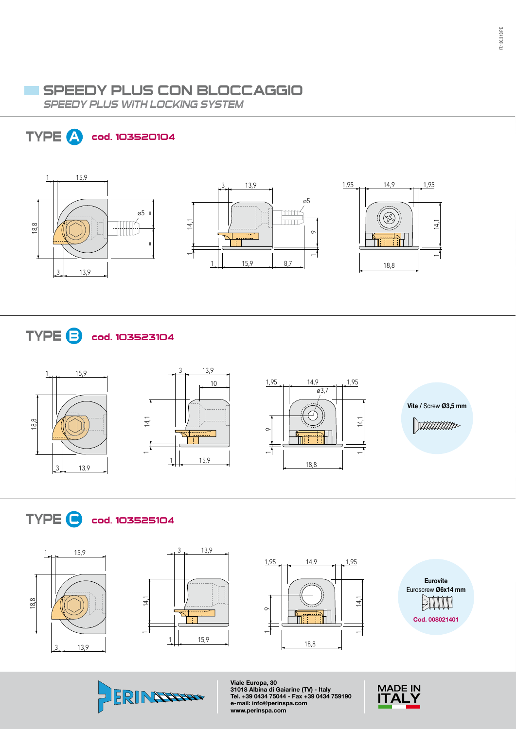# SPEEDY PLUS CON BLOCCAGGIO

*SPEEDY PLUS WITH LOCKING SYSTEM*

## TYPE A cod. 103520104

1
15,9
18,8
ø5
3
13,9

3
13,9
ø5
14,1
9
1
1
15,9
8,7
1

1,95
14,9
1,95
14,1
1
18,8

## TYPE B cod. 103523104

1
15,9
18,8
3
13,9

3
13,9
10
14,1
1
1
15,9

1,95
14,9
1,95
ø3,7
9
14,1
1
1
18,8

**Vite** / Screw **Ø3,5 mm**

## TYPE C cod. 103525104

1
15,9
18,8
3
13,9

3
13,9
14,1
1
1
15,9

1,95
14,9
1,95
9
14,1
1
1
18,8

**Eurovite**
Euroscrew **Ø6x14 mm**
**Cod. 008021401**

**Viale Europa, 30**
**31018 Albina di Gaiarine (TV) - Italy**
**Tel. +39 0434 75044 - Fax +39 0434 759190**
**e-mail: info@perinspa.com**
**www.perinspa.com**

**MADE IN ITALY**